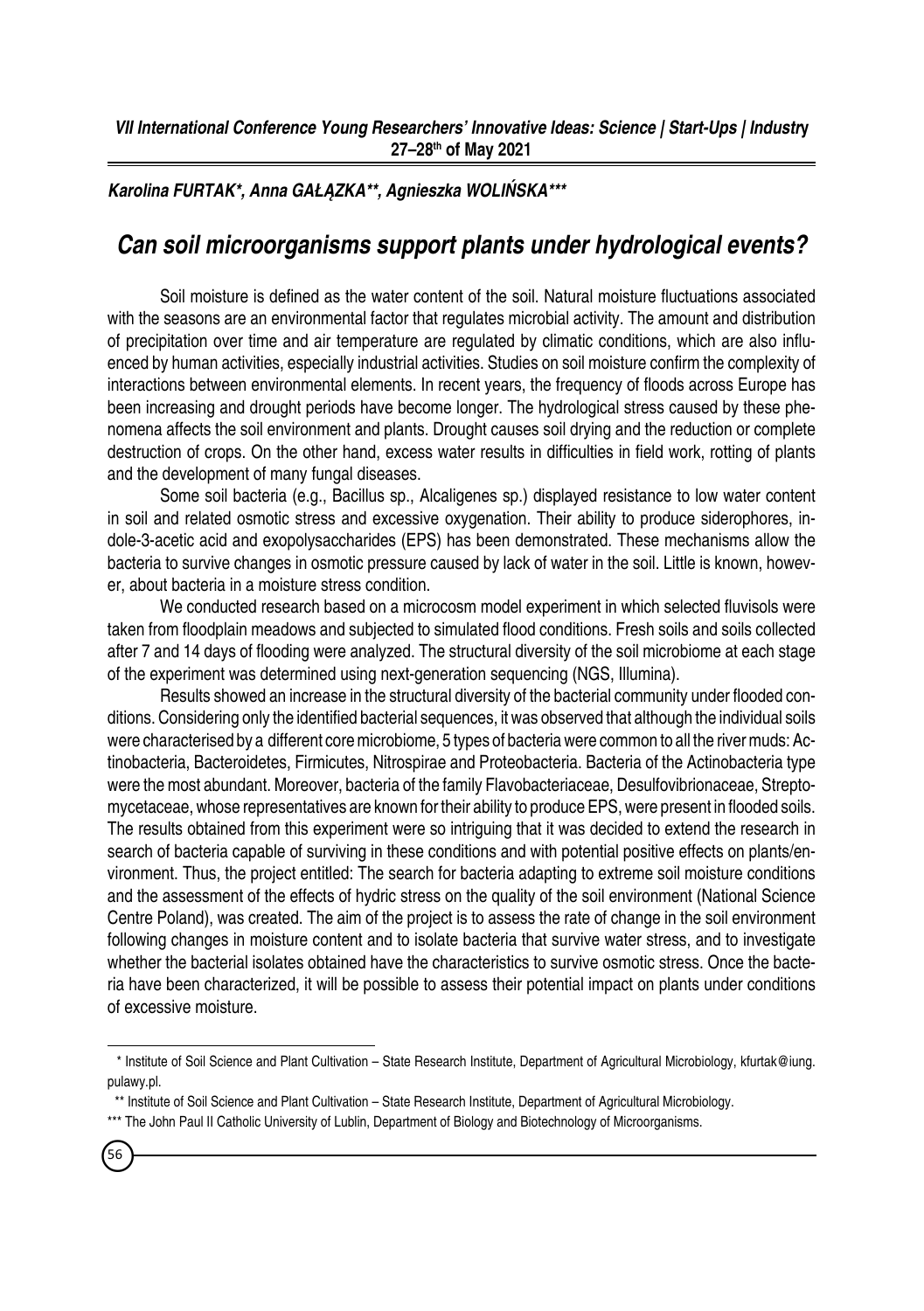*Karolina FURTAK\*, Anna GAŁĄZKA\*\*, Agnieszka WOLIŃSKA\*\*\**

## *Can soil microorganisms support plants under hydrological events?*

Soil moisture is defined as the water content of the soil. Natural moisture fluctuations associated with the seasons are an environmental factor that regulates microbial activity. The amount and distribution of precipitation over time and air temperature are regulated by climatic conditions, which are also influenced by human activities, especially industrial activities. Studies on soil moisture confirm the complexity of interactions between environmental elements. In recent years, the frequency of floods across Europe has been increasing and drought periods have become longer. The hydrological stress caused by these phenomena affects the soil environment and plants. Drought causes soil drying and the reduction or complete destruction of crops. On the other hand, excess water results in difficulties in field work, rotting of plants and the development of many fungal diseases.

Some soil bacteria (e.g., Bacillus sp., Alcaligenes sp.) displayed resistance to low water content in soil and related osmotic stress and excessive oxygenation. Their ability to produce siderophores, indole-3-acetic acid and exopolysaccharides (EPS) has been demonstrated. These mechanisms allow the bacteria to survive changes in osmotic pressure caused by lack of water in the soil. Little is known, however, about bacteria in a moisture stress condition.

We conducted research based on a microcosm model experiment in which selected fluvisols were taken from floodplain meadows and subjected to simulated flood conditions. Fresh soils and soils collected after 7 and 14 days of flooding were analyzed. The structural diversity of the soil microbiome at each stage of the experiment was determined using next-generation sequencing (NGS, Illumina).

Results showed an increase in the structural diversity of the bacterial community under flooded conditions. Considering only the identified bacterial sequences, it was observed that although the individual soils were characterised by a different core microbiome, 5 types of bacteria were common to all the river muds: Actinobacteria, Bacteroidetes, Firmicutes, Nitrospirae and Proteobacteria. Bacteria of the Actinobacteria type were the most abundant. Moreover, bacteria of the family Flavobacteriaceae, Desulfovibrionaceae, Streptomycetaceae, whose representatives are known for their ability to produce EPS, were present in flooded soils. The results obtained from this experiment were so intriguing that it was decided to extend the research in search of bacteria capable of surviving in these conditions and with potential positive effects on plants/environment. Thus, the project entitled: The search for bacteria adapting to extreme soil moisture conditions and the assessment of the effects of hydric stress on the quality of the soil environment (National Science Centre Poland), was created. The aim of the project is to assess the rate of change in the soil environment following changes in moisture content and to isolate bacteria that survive water stress, and to investigate whether the bacterial isolates obtained have the characteristics to survive osmotic stress. Once the bacteria have been characterized, it will be possible to assess their potential impact on plants under conditions of excessive moisture.

---

\* Institute of Soil Science and Plant Cultivation – State Research Institute, Department of Agricultural Microbiology, kfurtak@iung.pulawy.pl.

\*\* Institute of Soil Science and Plant Cultivation – State Research Institute, Department of Agricultural Microbiology.

\*\*\* The John Paul II Catholic University of Lublin, Department of Biology and Biotechnology of Microorganisms.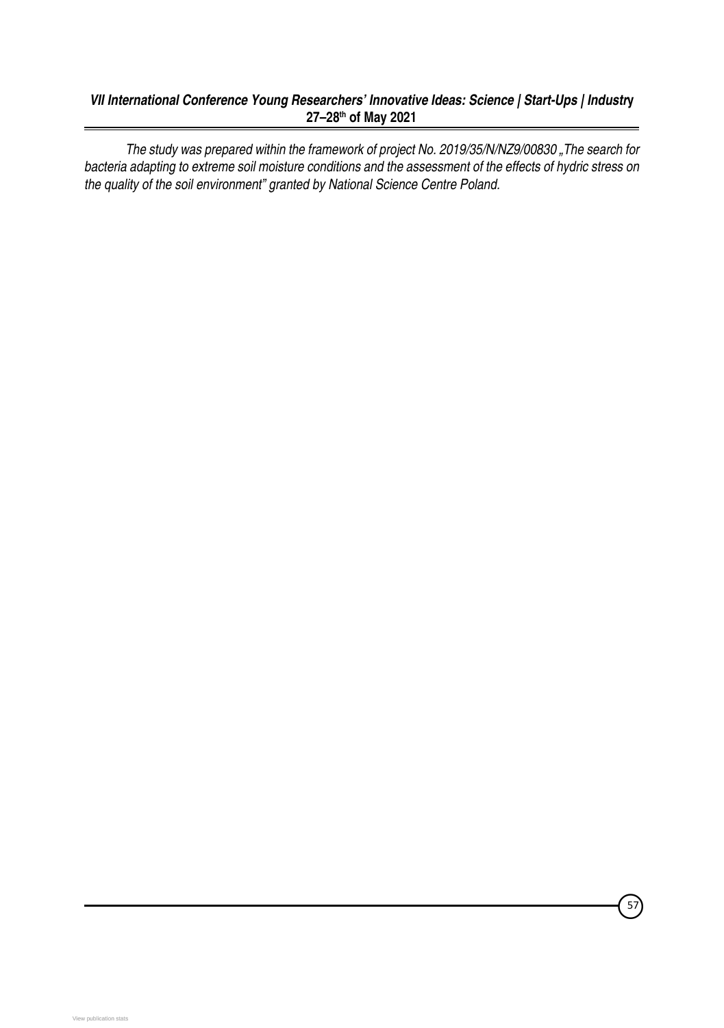*The study was prepared within the framework of project No. 2019/35/N/NZ9/00830 „The search for bacteria adapting to extreme soil moisture conditions and the assessment of the effects of hydric stress on the quality of the soil environment" granted by National Science Centre Poland.*